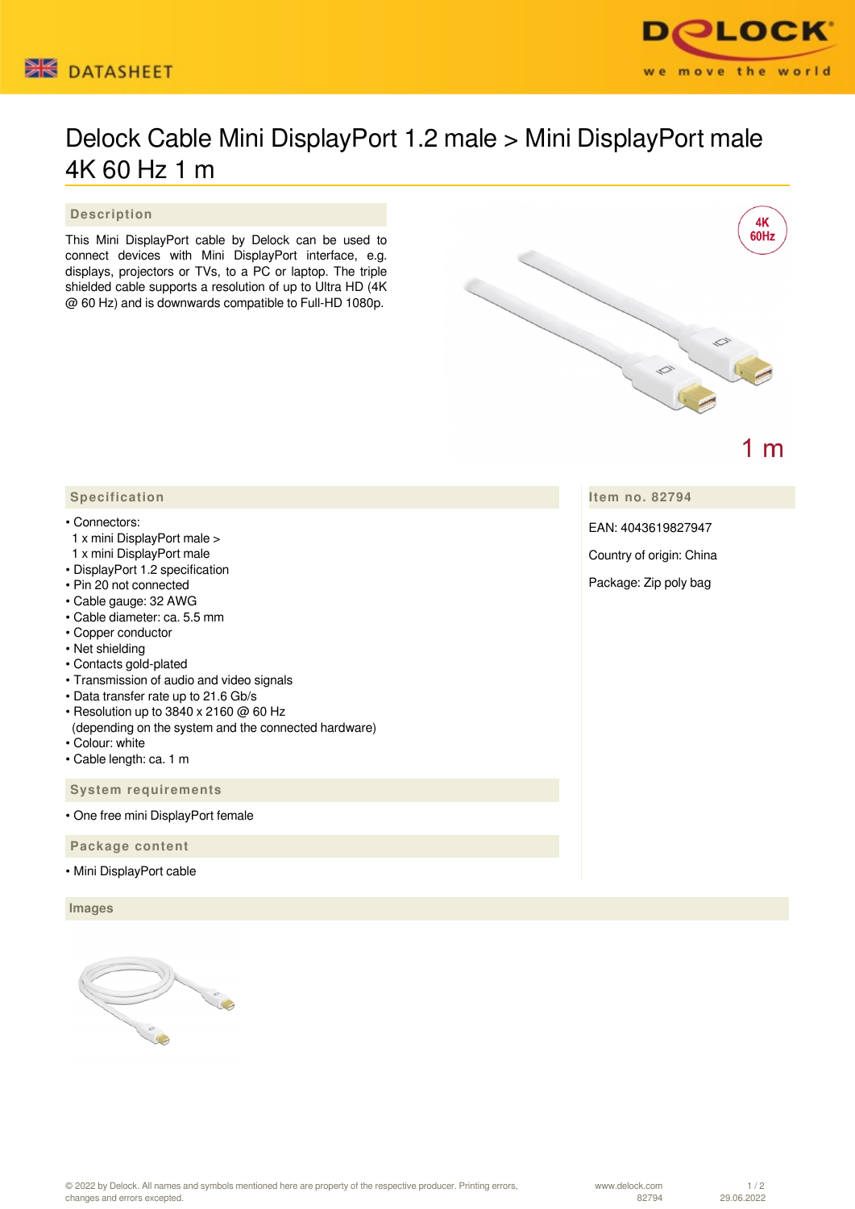# Delock Cable Mini DisplayPort 1.2 male > Mini DisplayPort male 4K 60 Hz 1 m

## Description

This Mini DisplayPort cable by Delock can be used to connect devices with Mini DisplayPort interface, e.g. displays, projectors or TVs, to a PC or laptop. The triple shielded cable supports a resolution of up to Ultra HD (4K @ 60 Hz) and is downwards compatible to Full-HD 1080p.

## Specification

- Connectors:
  1 x mini DisplayPort male >
  1 x mini DisplayPort male
- DisplayPort 1.2 specification
- Pin 20 not connected
- Cable gauge: 32 AWG
- Cable diameter: ca. 5.5 mm
- Copper conductor
- Net shielding
- Contacts gold-plated
- Transmission of audio and video signals
- Data transfer rate up to 21.6 Gb/s
- Resolution up to 3840 x 2160 @ 60 Hz
  (depending on the system and the connected hardware)
- Colour: white
- Cable length: ca. 1 m

## System requirements

- One free mini DisplayPort female

## Package content

- Mini DisplayPort cable

## Item no. 82794

EAN: 4043619827947

Country of origin: China

Package: Zip poly bag

## Images

© 2022 by Delock. All names and symbols mentioned here are property of the respective producer. Printing errors, changes and errors excepted.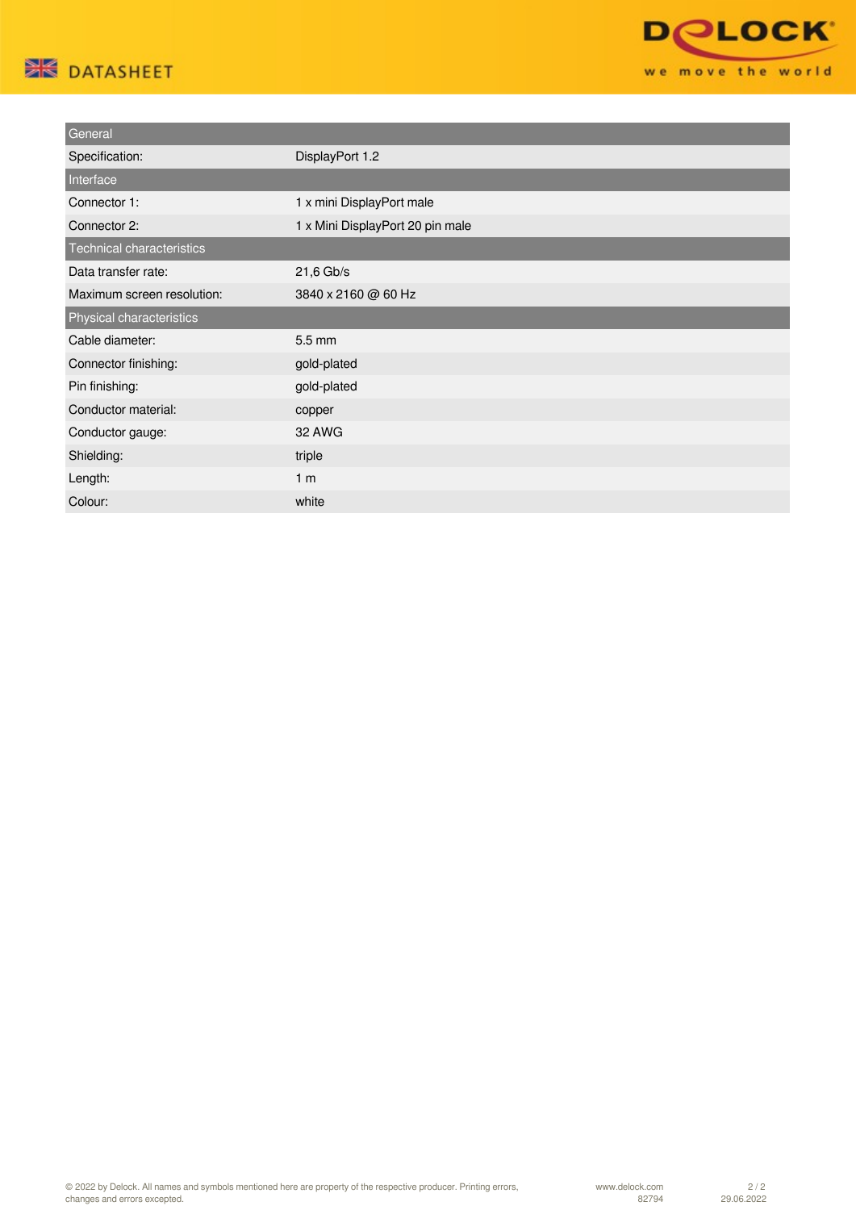| | |
|---|---|
| **General** | |
| Specification: | DisplayPort 1.2 |
| **Interface** | |
| Connector 1: | 1 x mini DisplayPort male |
| Connector 2: | 1 x Mini DisplayPort 20 pin male |
| **Technical characteristics** | |
| Data transfer rate: | 21,6 Gb/s |
| Maximum screen resolution: | 3840 x 2160 @ 60 Hz |
| **Physical characteristics** | |
| Cable diameter: | 5.5 mm |
| Connector finishing: | gold-plated |
| Pin finishing: | gold-plated |
| Conductor material: | copper |
| Conductor gauge: | 32 AWG |
| Shielding: | triple |
| Length: | 1 m |
| Colour: | white |

© 2022 by Delock. All names and symbols mentioned here are property of the respective producer. Printing errors, changes and errors excepted.

www.delock.com
82794
29.06.2022